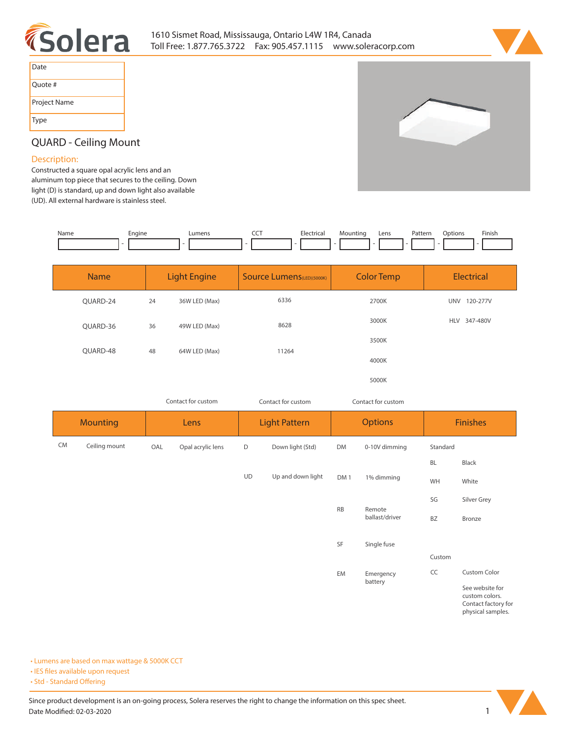1610 Sismet Road, Mississauga, Ontario L4W 1R4, Canada
Toll Free: 1.877.765.3722  Fax: 905.457.1115  www.soleracorp.com

| Date | |
|---|---|
| Quote # | |
| Project Name | |
| Type | |

# QUARD - Ceiling Mount

## Description:

Constructed a square opal acrylic lens and an aluminum top piece that secures to the ceiling. Down light (D) is standard, up and down light also available (UD). All external hardware is stainless steel.

| Name | Engine | Lumens | CCT | Electrical | Mounting | Lens | Pattern | Options | Finish |
|---|---|---|---|---|---|---|---|---|---|
| | | | | | | | | | |

| Name | Light Engine | | Source Lumens (LED)(5000K) | Color Temp | Electrical |
|---|---|---|---|---|---|
| QUARD-24 | 24 | 36W LED (Max) | 6336 | 2700K | UNV 120-277V |
| QUARD-36 | 36 | 49W LED (Max) | 8628 | 3000K | HLV 347-480V |
| QUARD-48 | 48 | 64W LED (Max) | 11264 | 3500K | |
| | | | | 4000K | |
| | | | | 5000K | |
| | Contact for custom | | Contact for custom | Contact for custom | |

| Mounting | | Lens | | Light Pattern | | Options | | Finishes | |
|---|---|---|---|---|---|---|---|---|---|
| CM | Ceiling mount | OAL | Opal acrylic lens | D | Down light (Std) | DM | 0-10V dimming | Standard | |
| | | | | | | | | BL | Black |
| | | | | UD | Up and down light | DM 1 | 1% dimming | WH | White |
| | | | | | | | | SG | Silver Grey |
| | | | | | | RB | Remote ballast/driver | BZ | Bronze |
| | | | | | | SF | Single fuse | | |
| | | | | | | | | Custom | |
| | | | | | | EM | Emergency battery | CC | Custom Color |
| | | | | | | | | | See website for custom colors. Contact factory for physical samples. |

- Lumens are based on max wattage & 5000K CCT
- IES files available upon request
- Std - Standard Offering

Since product development is an on-going process, Solera reserves the right to change the information on this spec sheet.
Date Modified: 02-03-2020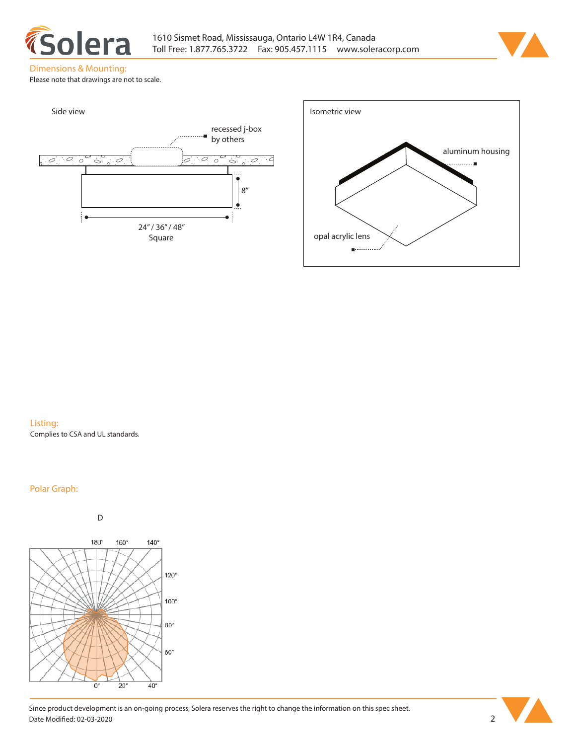1610 Sismet Road, Mississauga, Ontario L4W 1R4, Canada
Toll Free: 1.877.765.3722 Fax: 905.457.1115 www.soleracorp.com

## Dimensions & Mounting:

Please note that drawings are not to scale.

Side view

recessed j-box
by others

8"

24" / 36" / 48"
Square

Isometric view

aluminum housing

opal acrylic lens

## Listing:

Complies to CSA and UL standards.

## Polar Graph:

D

180° 160° 140°

120°

100°

80°

60°

0° 20° 40°

Since product development is an on-going process, Solera reserves the right to change the information on this spec sheet.
Date Modified: 02-03-2020